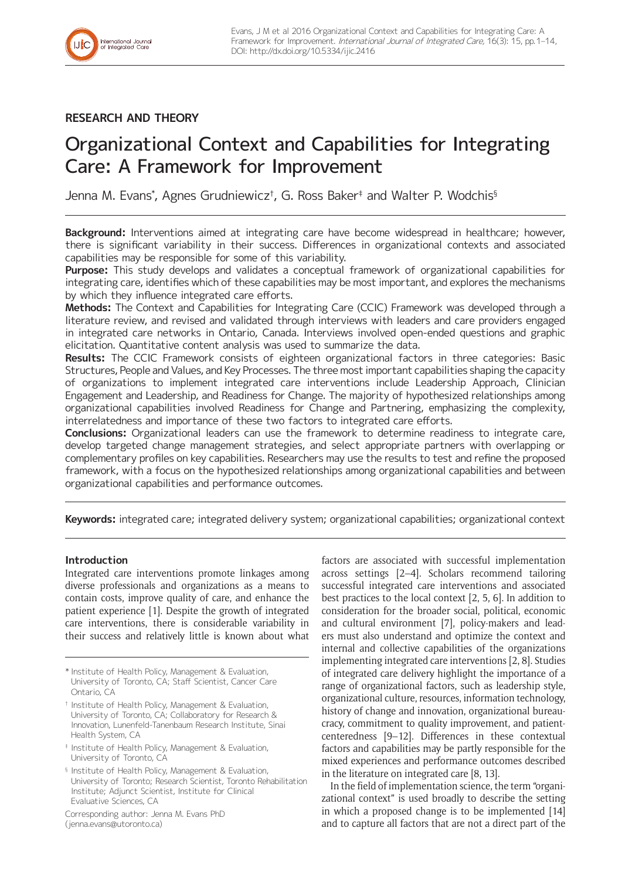## RESEARCH AND THEORY

# Organizational Context and Capabilities for Integrating Care: A Framework for Improvement

Jenna M. Evans[*], Agnes Grudniewicz[†], G. Ross Baker[‡] and Walter P. Wodchis[§]

**Background:** Interventions aimed at integrating care have become widespread in healthcare; however, there is significant variability in their success. Differences in organizational contexts and associated capabilities may be responsible for some of this variability.

**Purpose:** This study develops and validates a conceptual framework of organizational capabilities for integrating care, identifies which of these capabilities may be most important, and explores the mechanisms by which they influence integrated care efforts.

**Methods:** The Context and Capabilities for Integrating Care (CCIC) Framework was developed through a literature review, and revised and validated through interviews with leaders and care providers engaged in integrated care networks in Ontario, Canada. Interviews involved open-ended questions and graphic elicitation. Quantitative content analysis was used to summarize the data.

**Results:** The CCIC Framework consists of eighteen organizational factors in three categories: Basic Structures, People and Values, and Key Processes. The three most important capabilities shaping the capacity of organizations to implement integrated care interventions include Leadership Approach, Clinician Engagement and Leadership, and Readiness for Change. The majority of hypothesized relationships among organizational capabilities involved Readiness for Change and Partnering, emphasizing the complexity, interrelatedness and importance of these two factors to integrated care efforts.

**Conclusions:** Organizational leaders can use the framework to determine readiness to integrate care, develop targeted change management strategies, and select appropriate partners with overlapping or complementary profiles on key capabilities. Researchers may use the results to test and refine the proposed framework, with a focus on the hypothesized relationships among organizational capabilities and between organizational capabilities and performance outcomes.

**Keywords:** integrated care; integrated delivery system; organizational capabilities; organizational context

### Introduction

Integrated care interventions promote linkages among diverse professionals and organizations as a means to contain costs, improve quality of care, and enhance the patient experience [1]. Despite the growth of integrated care interventions, there is considerable variability in their success and relatively little is known about what factors are associated with successful implementation across settings [2–4]. Scholars recommend tailoring successful integrated care interventions and associated best practices to the local context [2, 5, 6]. In addition to consideration for the broader social, political, economic and cultural environment [7], policy-makers and leaders must also understand and optimize the context and internal and collective capabilities of the organizations implementing integrated care interventions [2, 8]. Studies of integrated care delivery highlight the importance of a range of organizational factors, such as leadership style, organizational culture, resources, information technology, history of change and innovation, organizational bureaucracy, commitment to quality improvement, and patient-centeredness [9–12]. Differences in these contextual factors and capabilities may be partly responsible for the mixed experiences and performance outcomes described in the literature on integrated care [8, 13].

In the field of implementation science, the term "organizational context" is used broadly to describe the setting in which a proposed change is to be implemented [14] and to capture all factors that are not a direct part of the

[*] Institute of Health Policy, Management & Evaluation, University of Toronto, CA; Staff Scientist, Cancer Care Ontario, CA

[†] Institute of Health Policy, Management & Evaluation, University of Toronto, CA; Collaboratory for Research & Innovation, Lunenfeld-Tanenbaum Research Institute, Sinai Health System, CA

[‡] Institute of Health Policy, Management & Evaluation, University of Toronto, CA

[§] Institute of Health Policy, Management & Evaluation, University of Toronto; Research Scientist, Toronto Rehabilitation Institute; Adjunct Scientist, Institute for Clinical Evaluative Sciences, CA

Corresponding author: Jenna M. Evans PhD (jenna.evans@utoronto.ca)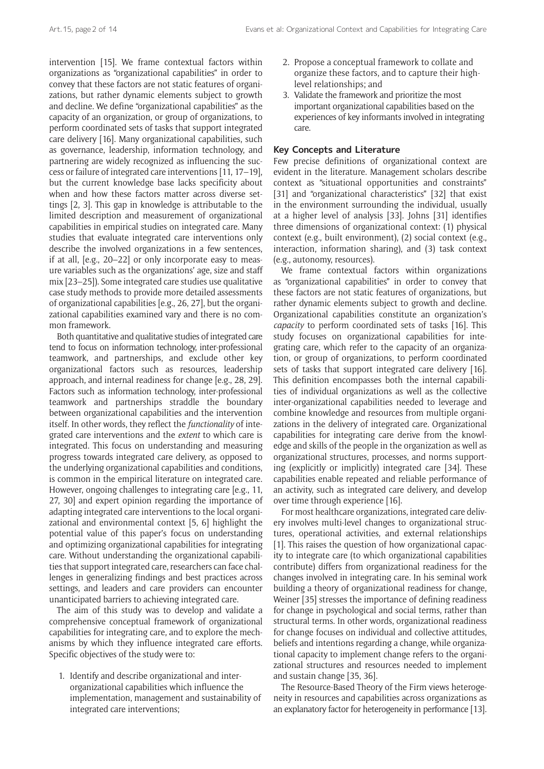intervention [15]. We frame contextual factors within organizations as "organizational capabilities" in order to convey that these factors are not static features of organizations, but rather dynamic elements subject to growth and decline. We define "organizational capabilities" as the capacity of an organization, or group of organizations, to perform coordinated sets of tasks that support integrated care delivery [16]. Many organizational capabilities, such as governance, leadership, information technology, and partnering are widely recognized as influencing the success or failure of integrated care interventions [11, 17–19], but the current knowledge base lacks specificity about when and how these factors matter across diverse settings [2, 3]. This gap in knowledge is attributable to the limited description and measurement of organizational capabilities in empirical studies on integrated care. Many studies that evaluate integrated care interventions only describe the involved organizations in a few sentences, if at all, [e.g., 20–22] or only incorporate easy to measure variables such as the organizations' age, size and staff mix [23–25]). Some integrated care studies use qualitative case study methods to provide more detailed assessments of organizational capabilities [e.g., 26, 27], but the organizational capabilities examined vary and there is no common framework.

Both quantitative and qualitative studies of integrated care tend to focus on information technology, inter-professional teamwork, and partnerships, and exclude other key organizational factors such as resources, leadership approach, and internal readiness for change [e.g., 28, 29]. Factors such as information technology, inter-professional teamwork and partnerships straddle the boundary between organizational capabilities and the intervention itself. In other words, they reflect the *functionality* of integrated care interventions and the *extent* to which care is integrated. This focus on understanding and measuring progress towards integrated care delivery, as opposed to the underlying organizational capabilities and conditions, is common in the empirical literature on integrated care. However, ongoing challenges to integrating care [e.g., 11, 27, 30] and expert opinion regarding the importance of adapting integrated care interventions to the local organizational and environmental context [5, 6] highlight the potential value of this paper's focus on understanding and optimizing organizational capabilities for integrating care. Without understanding the organizational capabilities that support integrated care, researchers can face challenges in generalizing findings and best practices across settings, and leaders and care providers can encounter unanticipated barriers to achieving integrated care.

The aim of this study was to develop and validate a comprehensive conceptual framework of organizational capabilities for integrating care, and to explore the mechanisms by which they influence integrated care efforts. Specific objectives of the study were to:

1. Identify and describe organizational and inter-organizational capabilities which influence the implementation, management and sustainability of integrated care interventions;
2. Propose a conceptual framework to collate and organize these factors, and to capture their high-level relationships; and
3. Validate the framework and prioritize the most important organizational capabilities based on the experiences of key informants involved in integrating care.

## Key Concepts and Literature

Few precise definitions of organizational context are evident in the literature. Management scholars describe context as "situational opportunities and constraints" [31] and "organizational characteristics" [32] that exist in the environment surrounding the individual, usually at a higher level of analysis [33]. Johns [31] identifies three dimensions of organizational context: (1) physical context (e.g., built environment), (2) social context (e.g., interaction, information sharing), and (3) task context (e.g., autonomy, resources).

We frame contextual factors within organizations as "organizational capabilities" in order to convey that these factors are not static features of organizations, but rather dynamic elements subject to growth and decline. Organizational capabilities constitute an organization's *capacity* to perform coordinated sets of tasks [16]. This study focuses on organizational capabilities for integrating care, which refer to the capacity of an organization, or group of organizations, to perform coordinated sets of tasks that support integrated care delivery [16]. This definition encompasses both the internal capabilities of individual organizations as well as the collective inter-organizational capabilities needed to leverage and combine knowledge and resources from multiple organizations in the delivery of integrated care. Organizational capabilities for integrating care derive from the knowledge and skills of the people in the organization as well as organizational structures, processes, and norms supporting (explicitly or implicitly) integrated care [34]. These capabilities enable repeated and reliable performance of an activity, such as integrated care delivery, and develop over time through experience [16].

For most healthcare organizations, integrated care delivery involves multi-level changes to organizational structures, operational activities, and external relationships [1]. This raises the question of how organizational capacity to integrate care (to which organizational capabilities contribute) differs from organizational readiness for the changes involved in integrating care. In his seminal work building a theory of organizational readiness for change, Weiner [35] stresses the importance of defining readiness for change in psychological and social terms, rather than structural terms. In other words, organizational readiness for change focuses on individual and collective attitudes, beliefs and intentions regarding a change, while organizational capacity to implement change refers to the organizational structures and resources needed to implement and sustain change [35, 36].

The Resource-Based Theory of the Firm views heterogeneity in resources and capabilities across organizations as an explanatory factor for heterogeneity in performance [13].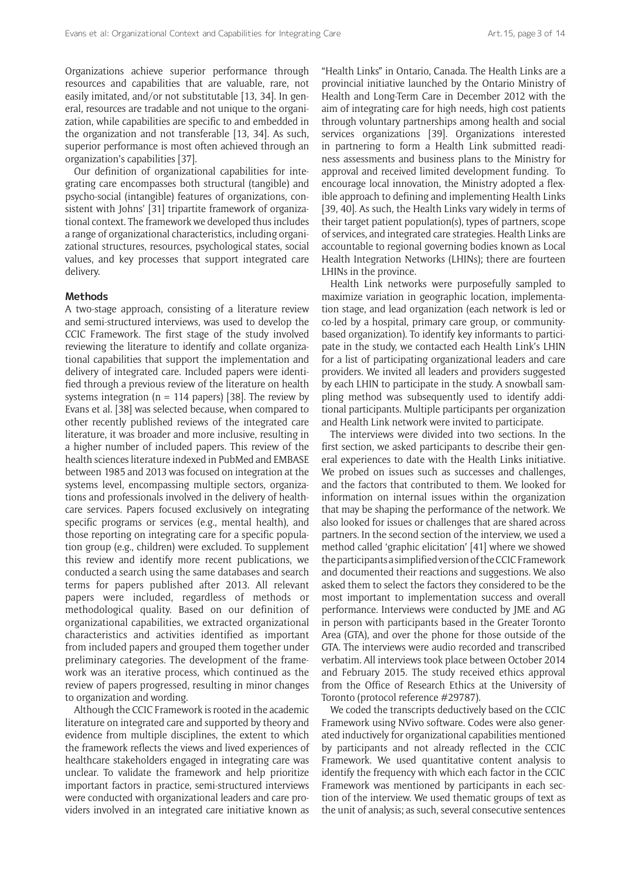Organizations achieve superior performance through resources and capabilities that are valuable, rare, not easily imitated, and/or not substitutable [13, 34]. In general, resources are tradable and not unique to the organization, while capabilities are specific to and embedded in the organization and not transferable [13, 34]. As such, superior performance is most often achieved through an organization's capabilities [37].

Our definition of organizational capabilities for integrating care encompasses both structural (tangible) and psycho-social (intangible) features of organizations, consistent with Johns' [31] tripartite framework of organizational context. The framework we developed thus includes a range of organizational characteristics, including organizational structures, resources, psychological states, social values, and key processes that support integrated care delivery.

## Methods

A two-stage approach, consisting of a literature review and semi-structured interviews, was used to develop the CCIC Framework. The first stage of the study involved reviewing the literature to identify and collate organizational capabilities that support the implementation and delivery of integrated care. Included papers were identified through a previous review of the literature on health systems integration (n = 114 papers) [38]. The review by Evans et al. [38] was selected because, when compared to other recently published reviews of the integrated care literature, it was broader and more inclusive, resulting in a higher number of included papers. This review of the health sciences literature indexed in PubMed and EMBASE between 1985 and 2013 was focused on integration at the systems level, encompassing multiple sectors, organizations and professionals involved in the delivery of healthcare services. Papers focused exclusively on integrating specific programs or services (e.g., mental health), and those reporting on integrating care for a specific population group (e.g., children) were excluded. To supplement this review and identify more recent publications, we conducted a search using the same databases and search terms for papers published after 2013. All relevant papers were included, regardless of methods or methodological quality. Based on our definition of organizational capabilities, we extracted organizational characteristics and activities identified as important from included papers and grouped them together under preliminary categories. The development of the framework was an iterative process, which continued as the review of papers progressed, resulting in minor changes to organization and wording.

Although the CCIC Framework is rooted in the academic literature on integrated care and supported by theory and evidence from multiple disciplines, the extent to which the framework reflects the views and lived experiences of healthcare stakeholders engaged in integrating care was unclear. To validate the framework and help prioritize important factors in practice, semi-structured interviews were conducted with organizational leaders and care providers involved in an integrated care initiative known as "Health Links" in Ontario, Canada. The Health Links are a provincial initiative launched by the Ontario Ministry of Health and Long-Term Care in December 2012 with the aim of integrating care for high needs, high cost patients through voluntary partnerships among health and social services organizations [39]. Organizations interested in partnering to form a Health Link submitted readiness assessments and business plans to the Ministry for approval and received limited development funding. To encourage local innovation, the Ministry adopted a flexible approach to defining and implementing Health Links [39, 40]. As such, the Health Links vary widely in terms of their target patient population(s), types of partners, scope of services, and integrated care strategies. Health Links are accountable to regional governing bodies known as Local Health Integration Networks (LHINs); there are fourteen LHINs in the province.

Health Link networks were purposefully sampled to maximize variation in geographic location, implementation stage, and lead organization (each network is led or co-led by a hospital, primary care group, or community-based organization). To identify key informants to participate in the study, we contacted each Health Link's LHIN for a list of participating organizational leaders and care providers. We invited all leaders and providers suggested by each LHIN to participate in the study. A snowball sampling method was subsequently used to identify additional participants. Multiple participants per organization and Health Link network were invited to participate.

The interviews were divided into two sections. In the first section, we asked participants to describe their general experiences to date with the Health Links initiative. We probed on issues such as successes and challenges, and the factors that contributed to them. We looked for information on internal issues within the organization that may be shaping the performance of the network. We also looked for issues or challenges that are shared across partners. In the second section of the interview, we used a method called 'graphic elicitation' [41] where we showed the participants a simplified version of the CCIC Framework and documented their reactions and suggestions. We also asked them to select the factors they considered to be the most important to implementation success and overall performance. Interviews were conducted by JME and AG in person with participants based in the Greater Toronto Area (GTA), and over the phone for those outside of the GTA. The interviews were audio recorded and transcribed verbatim. All interviews took place between October 2014 and February 2015. The study received ethics approval from the Office of Research Ethics at the University of Toronto (protocol reference #29787).

We coded the transcripts deductively based on the CCIC Framework using NVivo software. Codes were also generated inductively for organizational capabilities mentioned by participants and not already reflected in the CCIC Framework. We used quantitative content analysis to identify the frequency with which each factor in the CCIC Framework was mentioned by participants in each section of the interview. We used thematic groups of text as the unit of analysis; as such, several consecutive sentences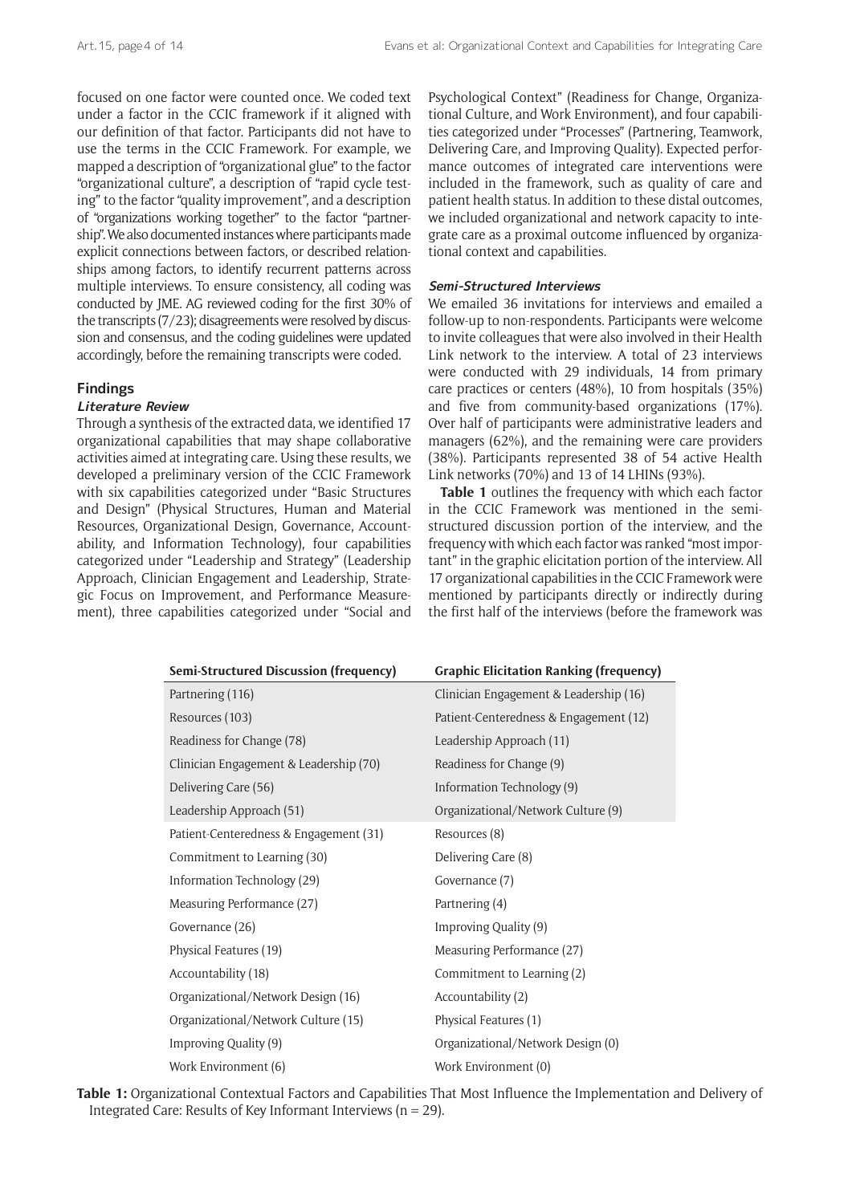focused on one factor were counted once. We coded text under a factor in the CCIC framework if it aligned with our definition of that factor. Participants did not have to use the terms in the CCIC Framework. For example, we mapped a description of "organizational glue" to the factor "organizational culture", a description of "rapid cycle testing" to the factor "quality improvement", and a description of "organizations working together" to the factor "partnership". We also documented instances where participants made explicit connections between factors, or described relationships among factors, to identify recurrent patterns across multiple interviews. To ensure consistency, all coding was conducted by JME. AG reviewed coding for the first 30% of the transcripts (7/23); disagreements were resolved by discussion and consensus, and the coding guidelines were updated accordingly, before the remaining transcripts were coded.

## Findings

### *Literature Review*

Through a synthesis of the extracted data, we identified 17 organizational capabilities that may shape collaborative activities aimed at integrating care. Using these results, we developed a preliminary version of the CCIC Framework with six capabilities categorized under "Basic Structures and Design" (Physical Structures, Human and Material Resources, Organizational Design, Governance, Accountability, and Information Technology), four capabilities categorized under "Leadership and Strategy" (Leadership Approach, Clinician Engagement and Leadership, Strategic Focus on Improvement, and Performance Measurement), three capabilities categorized under "Social and Psychological Context" (Readiness for Change, Organizational Culture, and Work Environment), and four capabilities categorized under "Processes" (Partnering, Teamwork, Delivering Care, and Improving Quality). Expected performance outcomes of integrated care interventions were included in the framework, such as quality of care and patient health status. In addition to these distal outcomes, we included organizational and network capacity to integrate care as a proximal outcome influenced by organizational context and capabilities.

### *Semi-Structured Interviews*

We emailed 36 invitations for interviews and emailed a follow-up to non-respondents. Participants were welcome to invite colleagues that were also involved in their Health Link network to the interview. A total of 23 interviews were conducted with 29 individuals, 14 from primary care practices or centers (48%), 10 from hospitals (35%) and five from community-based organizations (17%). Over half of participants were administrative leaders and managers (62%), and the remaining were care providers (38%). Participants represented 38 of 54 active Health Link networks (70%) and 13 of 14 LHINs (93%).

**Table 1** outlines the frequency with which each factor in the CCIC Framework was mentioned in the semi-structured discussion portion of the interview, and the frequency with which each factor was ranked "most important" in the graphic elicitation portion of the interview. All 17 organizational capabilities in the CCIC Framework were mentioned by participants directly or indirectly during the first half of the interviews (before the framework was

| Semi-Structured Discussion (frequency) | Graphic Elicitation Ranking (frequency) |
|---|---|
| Partnering (116) | Clinician Engagement & Leadership (16) |
| Resources (103) | Patient-Centeredness & Engagement (12) |
| Readiness for Change (78) | Leadership Approach (11) |
| Clinician Engagement & Leadership (70) | Readiness for Change (9) |
| Delivering Care (56) | Information Technology (9) |
| Leadership Approach (51) | Organizational/Network Culture (9) |
| Patient-Centeredness & Engagement (31) | Resources (8) |
| Commitment to Learning (30) | Delivering Care (8) |
| Information Technology (29) | Governance (7) |
| Measuring Performance (27) | Partnering (4) |
| Governance (26) | Improving Quality (9) |
| Physical Features (19) | Measuring Performance (27) |
| Accountability (18) | Commitment to Learning (2) |
| Organizational/Network Design (16) | Accountability (2) |
| Organizational/Network Culture (15) | Physical Features (1) |
| Improving Quality (9) | Organizational/Network Design (0) |
| Work Environment (6) | Work Environment (0) |

**Table 1:** Organizational Contextual Factors and Capabilities That Most Influence the Implementation and Delivery of Integrated Care: Results of Key Informant Interviews (n = 29).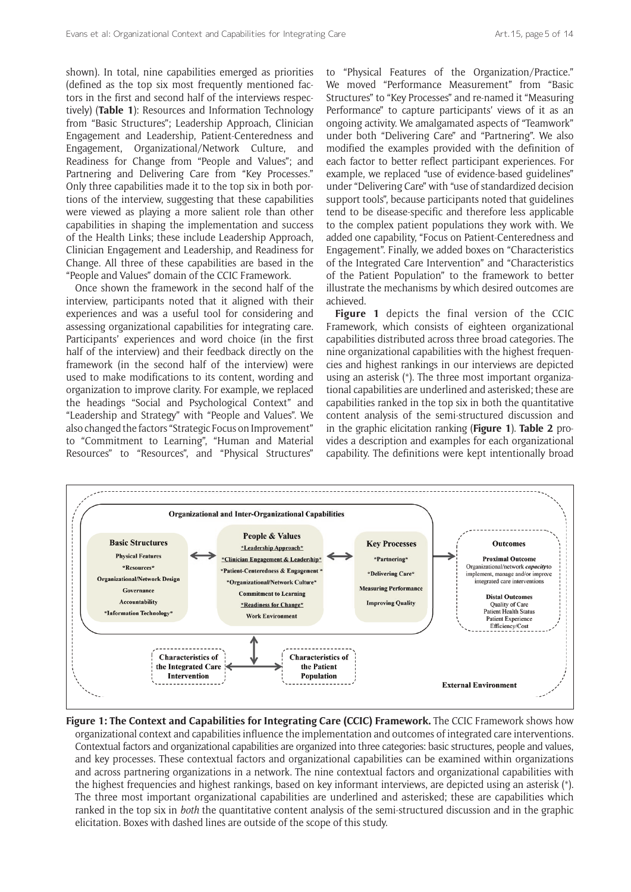shown). In total, nine capabilities emerged as priorities (defined as the top six most frequently mentioned factors in the first and second half of the interviews respectively) (**Table 1**): Resources and Information Technology from "Basic Structures"; Leadership Approach, Clinician Engagement and Leadership, Patient-Centeredness and Engagement, Organizational/Network Culture, and Readiness for Change from "People and Values"; and Partnering and Delivering Care from "Key Processes." Only three capabilities made it to the top six in both portions of the interview, suggesting that these capabilities were viewed as playing a more salient role than other capabilities in shaping the implementation and success of the Health Links; these include Leadership Approach, Clinician Engagement and Leadership, and Readiness for Change. All three of these capabilities are based in the "People and Values" domain of the CCIC Framework.

Once shown the framework in the second half of the interview, participants noted that it aligned with their experiences and was a useful tool for considering and assessing organizational capabilities for integrating care. Participants' experiences and word choice (in the first half of the interview) and their feedback directly on the framework (in the second half of the interview) were used to make modifications to its content, wording and organization to improve clarity. For example, we replaced the headings "Social and Psychological Context" and "Leadership and Strategy" with "People and Values". We also changed the factors "Strategic Focus on Improvement" to "Commitment to Learning", "Human and Material Resources" to "Resources", and "Physical Structures" to "Physical Features of the Organization/Practice." We moved "Performance Measurement" from "Basic Structures" to "Key Processes" and re-named it "Measuring Performance" to capture participants' views of it as an ongoing activity. We amalgamated aspects of "Teamwork" under both "Delivering Care" and "Partnering". We also modified the examples provided with the definition of each factor to better reflect participant experiences. For example, we replaced "use of evidence-based guidelines" under "Delivering Care" with "use of standardized decision support tools", because participants noted that guidelines tend to be disease-specific and therefore less applicable to the complex patient populations they work with. We added one capability, "Focus on Patient-Centeredness and Engagement". Finally, we added boxes on "Characteristics of the Integrated Care Intervention" and "Characteristics of the Patient Population" to the framework to better illustrate the mechanisms by which desired outcomes are achieved.

**Figure 1** depicts the final version of the CCIC Framework, which consists of eighteen organizational capabilities distributed across three broad categories. The nine organizational capabilities with the highest frequencies and highest rankings in our interviews are depicted using an asterisk (*). The three most important organizational capabilities are underlined and asterisked; these are capabilities ranked in the top six in both the quantitative content analysis of the semi-structured discussion and in the graphic elicitation ranking (**Figure 1**). **Table 2** provides a description and examples for each organizational capability. The definitions were kept intentionally broad

**Figure 1: The Context and Capabilities for Integrating Care (CCIC) Framework.** The CCIC Framework shows how organizational context and capabilities influence the implementation and outcomes of integrated care interventions. Contextual factors and organizational capabilities are organized into three categories: basic structures, people and values, and key processes. These contextual factors and organizational capabilities can be examined within organizations and across partnering organizations in a network. The nine contextual factors and organizational capabilities with the highest frequencies and highest rankings, based on key informant interviews, are depicted using an asterisk (*). The three most important organizational capabilities are underlined and asterisked; these are capabilities which ranked in the top six in *both* the quantitative content analysis of the semi-structured discussion and in the graphic elicitation. Boxes with dashed lines are outside of the scope of this study.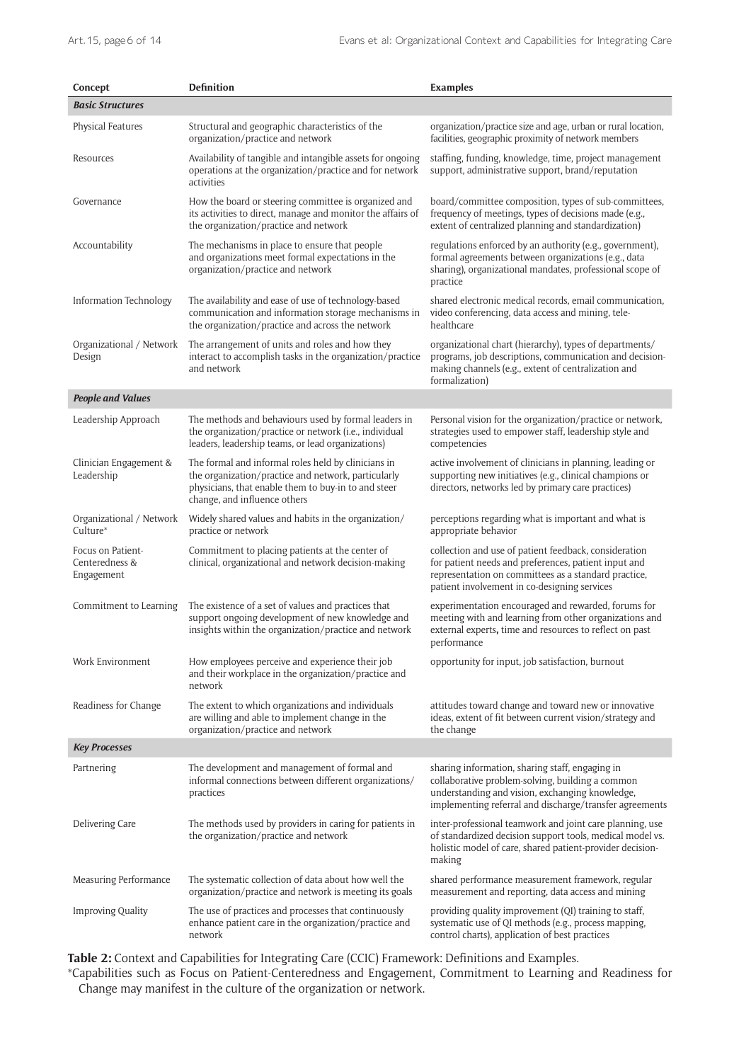| Concept | Definition | Examples |
|---|---|---|
| ***Basic Structures*** | | |
| Physical Features | Structural and geographic characteristics of the organization/practice and network | organization/practice size and age, urban or rural location, facilities, geographic proximity of network members |
| Resources | Availability of tangible and intangible assets for ongoing operations at the organization/practice and for network activities | staffing, funding, knowledge, time, project management support, administrative support, brand/reputation |
| Governance | How the board or steering committee is organized and its activities to direct, manage and monitor the affairs of the organization/practice and network | board/committee composition, types of sub-committees, frequency of meetings, types of decisions made (e.g., extent of centralized planning and standardization) |
| Accountability | The mechanisms in place to ensure that people and organizations meet formal expectations in the organization/practice and network | regulations enforced by an authority (e.g., government), formal agreements between organizations (e.g., data sharing), organizational mandates, professional scope of practice |
| Information Technology | The availability and ease of use of technology-based communication and information storage mechanisms in the organization/practice and across the network | shared electronic medical records, email communication, video conferencing, data access and mining, tele-healthcare |
| Organizational / Network Design | The arrangement of units and roles and how they interact to accomplish tasks in the organization/practice and network | organizational chart (hierarchy), types of departments/ programs, job descriptions, communication and decision-making channels (e.g., extent of centralization and formalization) |
| ***People and Values*** | | |
| Leadership Approach | The methods and behaviours used by formal leaders in the organization/practice or network (i.e., individual leaders, leadership teams, or lead organizations) | Personal vision for the organization/practice or network, strategies used to empower staff, leadership style and competencies |
| Clinician Engagement & Leadership | The formal and informal roles held by clinicians in the organization/practice and network, particularly physicians, that enable them to buy-in to and steer change, and influence others | active involvement of clinicians in planning, leading or supporting new initiatives (e.g., clinical champions or directors, networks led by primary care practices) |
| Organizational / Network Culture* | Widely shared values and habits in the organization/ practice or network | perceptions regarding what is important and what is appropriate behavior |
| Focus on Patient-Centeredness & Engagement | Commitment to placing patients at the center of clinical, organizational and network decision-making | collection and use of patient feedback, consideration for patient needs and preferences, patient input and representation on committees as a standard practice, patient involvement in co-designing services |
| Commitment to Learning | The existence of a set of values and practices that support ongoing development of new knowledge and insights within the organization/practice and network | experimentation encouraged and rewarded, forums for meeting with and learning from other organizations and external experts, time and resources to reflect on past performance |
| Work Environment | How employees perceive and experience their job and their workplace in the organization/practice and network | opportunity for input, job satisfaction, burnout |
| Readiness for Change | The extent to which organizations and individuals are willing and able to implement change in the organization/practice and network | attitudes toward change and toward new or innovative ideas, extent of fit between current vision/strategy and the change |
| ***Key Processes*** | | |
| Partnering | The development and management of formal and informal connections between different organizations/ practices | sharing information, sharing staff, engaging in collaborative problem-solving, building a common understanding and vision, exchanging knowledge, implementing referral and discharge/transfer agreements |
| Delivering Care | The methods used by providers in caring for patients in the organization/practice and network | inter-professional teamwork and joint care planning, use of standardized decision support tools, medical model vs. holistic model of care, shared patient-provider decision-making |
| Measuring Performance | The systematic collection of data about how well the organization/practice and network is meeting its goals | shared performance measurement framework, regular measurement and reporting, data access and mining |
| Improving Quality | The use of practices and processes that continuously enhance patient care in the organization/practice and network | providing quality improvement (QI) training to staff, systematic use of QI methods (e.g., process mapping, control charts), application of best practices |

**Table 2:** Context and Capabilities for Integrating Care (CCIC) Framework: Definitions and Examples.

*Capabilities such as Focus on Patient-Centeredness and Engagement, Commitment to Learning and Readiness for Change may manifest in the culture of the organization or network.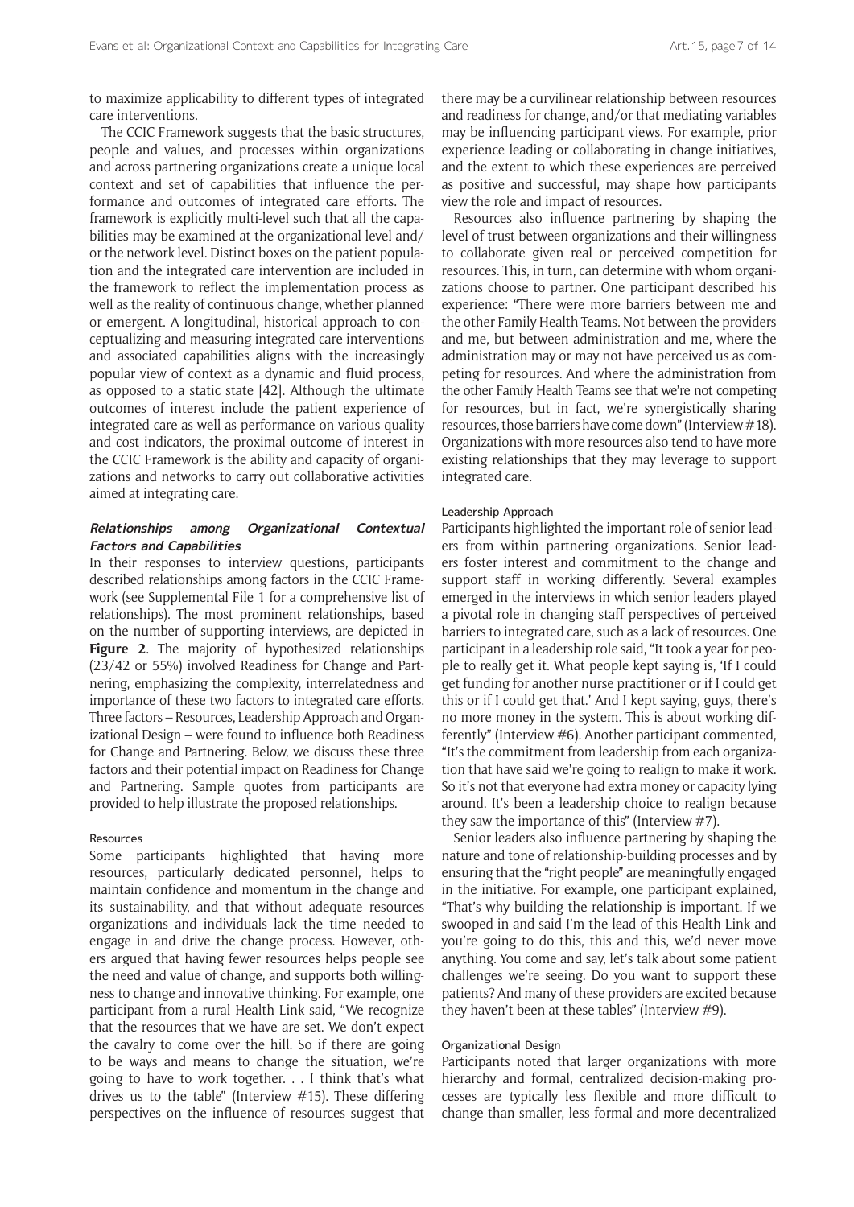to maximize applicability to different types of integrated care interventions.

The CCIC Framework suggests that the basic structures, people and values, and processes within organizations and across partnering organizations create a unique local context and set of capabilities that influence the performance and outcomes of integrated care efforts. The framework is explicitly multi-level such that all the capabilities may be examined at the organizational level and/or the network level. Distinct boxes on the patient population and the integrated care intervention are included in the framework to reflect the implementation process as well as the reality of continuous change, whether planned or emergent. A longitudinal, historical approach to conceptualizing and measuring integrated care interventions and associated capabilities aligns with the increasingly popular view of context as a dynamic and fluid process, as opposed to a static state [42]. Although the ultimate outcomes of interest include the patient experience of integrated care as well as performance on various quality and cost indicators, the proximal outcome of interest in the CCIC Framework is the ability and capacity of organizations and networks to carry out collaborative activities aimed at integrating care.

### *Relationships among Organizational Contextual Factors and Capabilities*

In their responses to interview questions, participants described relationships among factors in the CCIC Framework (see Supplemental File 1 for a comprehensive list of relationships). The most prominent relationships, based on the number of supporting interviews, are depicted in **Figure 2**. The majority of hypothesized relationships (23/42 or 55%) involved Readiness for Change and Partnering, emphasizing the complexity, interrelatedness and importance of these two factors to integrated care efforts. Three factors – Resources, Leadership Approach and Organizational Design – were found to influence both Readiness for Change and Partnering. Below, we discuss these three factors and their potential impact on Readiness for Change and Partnering. Sample quotes from participants are provided to help illustrate the proposed relationships.

#### Resources

Some participants highlighted that having more resources, particularly dedicated personnel, helps to maintain confidence and momentum in the change and its sustainability, and that without adequate resources organizations and individuals lack the time needed to engage in and drive the change process. However, others argued that having fewer resources helps people see the need and value of change, and supports both willingness to change and innovative thinking. For example, one participant from a rural Health Link said, "We recognize that the resources that we have are set. We don't expect the cavalry to come over the hill. So if there are going to be ways and means to change the situation, we're going to have to work together. . . I think that's what drives us to the table" (Interview #15). These differing perspectives on the influence of resources suggest that there may be a curvilinear relationship between resources and readiness for change, and/or that mediating variables may be influencing participant views. For example, prior experience leading or collaborating in change initiatives, and the extent to which these experiences are perceived as positive and successful, may shape how participants view the role and impact of resources.

Resources also influence partnering by shaping the level of trust between organizations and their willingness to collaborate given real or perceived competition for resources. This, in turn, can determine with whom organizations choose to partner. One participant described his experience: "There were more barriers between me and the other Family Health Teams. Not between the providers and me, but between administration and me, where the administration may or may not have perceived us as competing for resources. And where the administration from the other Family Health Teams see that we're not competing for resources, but in fact, we're synergistically sharing resources, those barriers have come down" (Interview #18). Organizations with more resources also tend to have more existing relationships that they may leverage to support integrated care.

#### Leadership Approach

Participants highlighted the important role of senior leaders from within partnering organizations. Senior leaders foster interest and commitment to the change and support staff in working differently. Several examples emerged in the interviews in which senior leaders played a pivotal role in changing staff perspectives of perceived barriers to integrated care, such as a lack of resources. One participant in a leadership role said, "It took a year for people to really get it. What people kept saying is, 'If I could get funding for another nurse practitioner or if I could get this or if I could get that.' And I kept saying, guys, there's no more money in the system. This is about working differently" (Interview #6). Another participant commented, "It's the commitment from leadership from each organization that have said we're going to realign to make it work. So it's not that everyone had extra money or capacity lying around. It's been a leadership choice to realign because they saw the importance of this" (Interview #7).

Senior leaders also influence partnering by shaping the nature and tone of relationship-building processes and by ensuring that the "right people" are meaningfully engaged in the initiative. For example, one participant explained, "That's why building the relationship is important. If we swooped in and said I'm the lead of this Health Link and you're going to do this, this and this, we'd never move anything. You come and say, let's talk about some patient challenges we're seeing. Do you want to support these patients? And many of these providers are excited because they haven't been at these tables" (Interview #9).

#### Organizational Design

Participants noted that larger organizations with more hierarchy and formal, centralized decision-making processes are typically less flexible and more difficult to change than smaller, less formal and more decentralized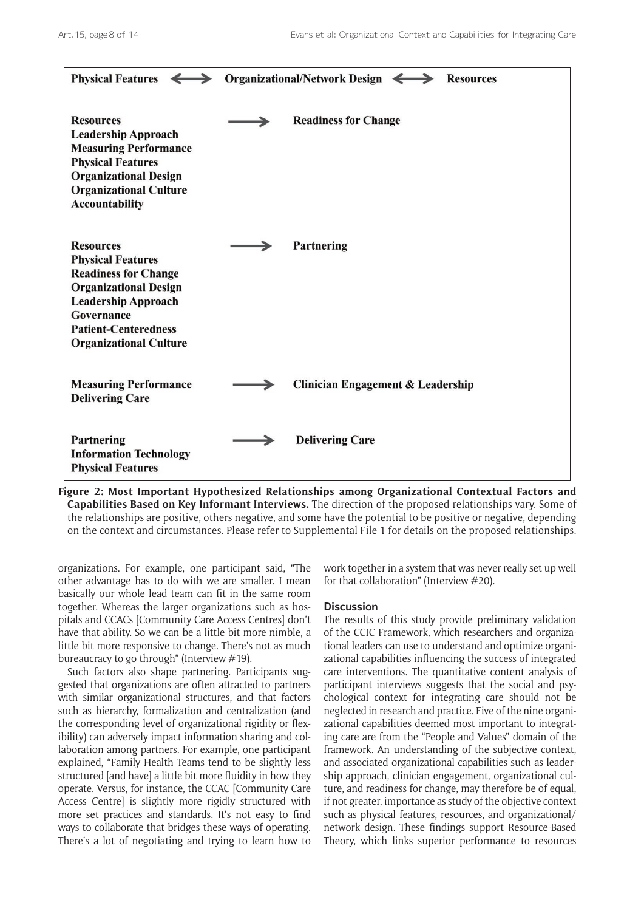| | | |
|---|---|---|
| **Physical Features** ⟷ **Organizational/Network Design** ⟷ **Resources** | | |
| **Resources**<br>**Leadership Approach**<br>**Measuring Performance**<br>**Physical Features**<br>**Organizational Design**<br>**Organizational Culture**<br>**Accountability** | ⟶ | **Readiness for Change** |
| **Resources**<br>**Physical Features**<br>**Readiness for Change**<br>**Organizational Design**<br>**Leadership Approach**<br>**Governance**<br>**Patient-Centeredness**<br>**Organizational Culture** | ⟶ | **Partnering** |
| **Measuring Performance**<br>**Delivering Care** | ⟶ | **Clinician Engagement & Leadership** |
| **Partnering**<br>**Information Technology**<br>**Physical Features** | ⟶ | **Delivering Care** |

**Figure 2: Most Important Hypothesized Relationships among Organizational Contextual Factors and Capabilities Based on Key Informant Interviews.** The direction of the proposed relationships vary. Some of the relationships are positive, others negative, and some have the potential to be positive or negative, depending on the context and circumstances. Please refer to Supplemental File 1 for details on the proposed relationships.

organizations. For example, one participant said, "The other advantage has to do with we are smaller. I mean basically our whole lead team can fit in the same room together. Whereas the larger organizations such as hospitals and CCACs [Community Care Access Centres] don't have that ability. So we can be a little bit more nimble, a little bit more responsive to change. There's not as much bureaucracy to go through" (Interview #19).

Such factors also shape partnering. Participants suggested that organizations are often attracted to partners with similar organizational structures, and that factors such as hierarchy, formalization and centralization (and the corresponding level of organizational rigidity or flexibility) can adversely impact information sharing and collaboration among partners. For example, one participant explained, "Family Health Teams tend to be slightly less structured [and have] a little bit more fluidity in how they operate. Versus, for instance, the CCAC [Community Care Access Centre] is slightly more rigidly structured with more set practices and standards. It's not easy to find ways to collaborate that bridges these ways of operating. There's a lot of negotiating and trying to learn how to work together in a system that was never really set up well for that collaboration" (Interview #20).

## Discussion

The results of this study provide preliminary validation of the CCIC Framework, which researchers and organizational leaders can use to understand and optimize organizational capabilities influencing the success of integrated care interventions. The quantitative content analysis of participant interviews suggests that the social and psychological context for integrating care should not be neglected in research and practice. Five of the nine organizational capabilities deemed most important to integrating care are from the "People and Values" domain of the framework. An understanding of the subjective context, and associated organizational capabilities such as leadership approach, clinician engagement, organizational culture, and readiness for change, may therefore be of equal, if not greater, importance as study of the objective context such as physical features, resources, and organizational/network design. These findings support Resource-Based Theory, which links superior performance to resources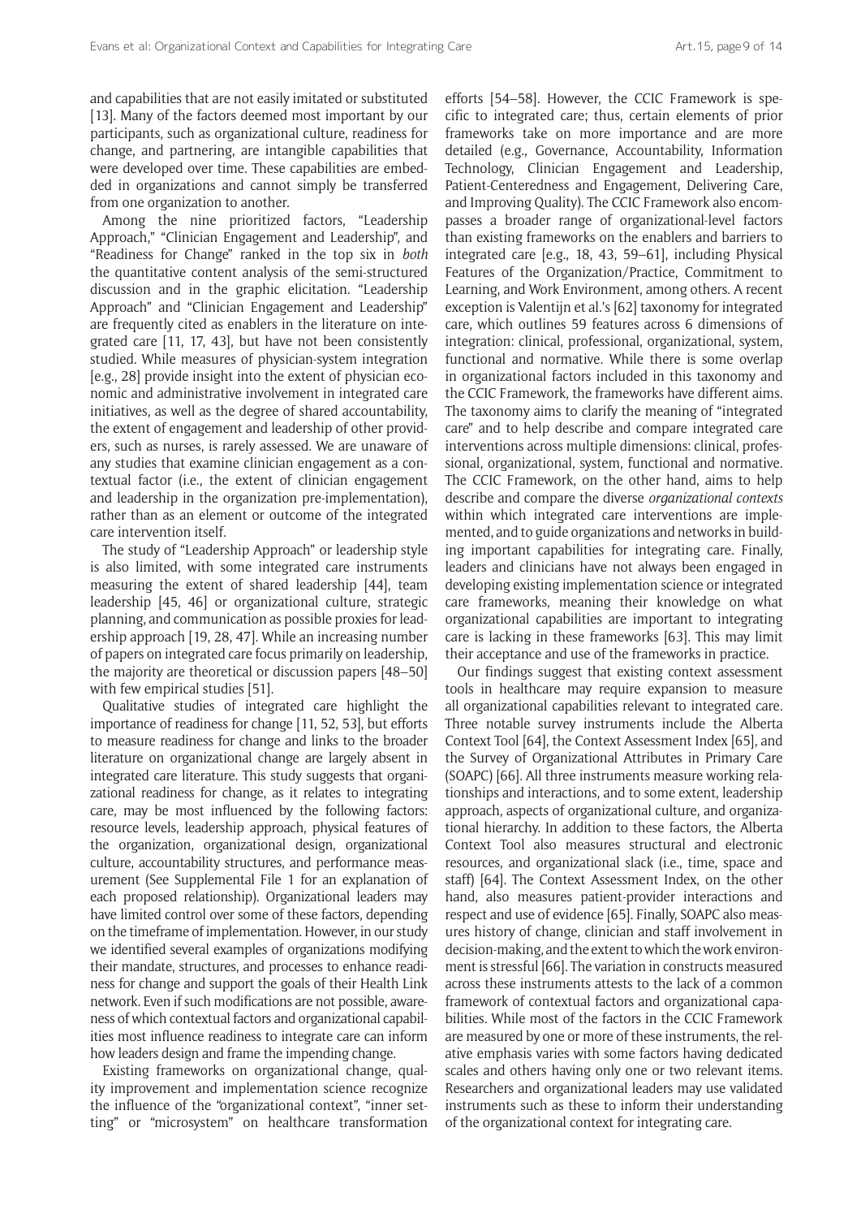and capabilities that are not easily imitated or substituted [13]. Many of the factors deemed most important by our participants, such as organizational culture, readiness for change, and partnering, are intangible capabilities that were developed over time. These capabilities are embedded in organizations and cannot simply be transferred from one organization to another.

Among the nine prioritized factors, "Leadership Approach," "Clinician Engagement and Leadership", and "Readiness for Change" ranked in the top six in *both* the quantitative content analysis of the semi-structured discussion and in the graphic elicitation. "Leadership Approach" and "Clinician Engagement and Leadership" are frequently cited as enablers in the literature on integrated care [11, 17, 43], but have not been consistently studied. While measures of physician-system integration [e.g., 28] provide insight into the extent of physician economic and administrative involvement in integrated care initiatives, as well as the degree of shared accountability, the extent of engagement and leadership of other providers, such as nurses, is rarely assessed. We are unaware of any studies that examine clinician engagement as a contextual factor (i.e., the extent of clinician engagement and leadership in the organization pre-implementation), rather than as an element or outcome of the integrated care intervention itself.

The study of "Leadership Approach" or leadership style is also limited, with some integrated care instruments measuring the extent of shared leadership [44], team leadership [45, 46] or organizational culture, strategic planning, and communication as possible proxies for leadership approach [19, 28, 47]. While an increasing number of papers on integrated care focus primarily on leadership, the majority are theoretical or discussion papers [48–50] with few empirical studies [51].

Qualitative studies of integrated care highlight the importance of readiness for change [11, 52, 53], but efforts to measure readiness for change and links to the broader literature on organizational change are largely absent in integrated care literature. This study suggests that organizational readiness for change, as it relates to integrating care, may be most influenced by the following factors: resource levels, leadership approach, physical features of the organization, organizational design, organizational culture, accountability structures, and performance measurement (See Supplemental File 1 for an explanation of each proposed relationship). Organizational leaders may have limited control over some of these factors, depending on the timeframe of implementation. However, in our study we identified several examples of organizations modifying their mandate, structures, and processes to enhance readiness for change and support the goals of their Health Link network. Even if such modifications are not possible, awareness of which contextual factors and organizational capabilities most influence readiness to integrate care can inform how leaders design and frame the impending change.

Existing frameworks on organizational change, quality improvement and implementation science recognize the influence of the "organizational context", "inner setting" or "microsystem" on healthcare transformation efforts [54–58]. However, the CCIC Framework is specific to integrated care; thus, certain elements of prior frameworks take on more importance and are more detailed (e.g., Governance, Accountability, Information Technology, Clinician Engagement and Leadership, Patient-Centeredness and Engagement, Delivering Care, and Improving Quality). The CCIC Framework also encompasses a broader range of organizational-level factors than existing frameworks on the enablers and barriers to integrated care [e.g., 18, 43, 59–61], including Physical Features of the Organization/Practice, Commitment to Learning, and Work Environment, among others. A recent exception is Valentijn et al.'s [62] taxonomy for integrated care, which outlines 59 features across 6 dimensions of integration: clinical, professional, organizational, system, functional and normative. While there is some overlap in organizational factors included in this taxonomy and the CCIC Framework, the frameworks have different aims. The taxonomy aims to clarify the meaning of "integrated care" and to help describe and compare integrated care interventions across multiple dimensions: clinical, professional, organizational, system, functional and normative. The CCIC Framework, on the other hand, aims to help describe and compare the diverse *organizational contexts* within which integrated care interventions are implemented, and to guide organizations and networks in building important capabilities for integrating care. Finally, leaders and clinicians have not always been engaged in developing existing implementation science or integrated care frameworks, meaning their knowledge on what organizational capabilities are important to integrating care is lacking in these frameworks [63]. This may limit their acceptance and use of the frameworks in practice.

Our findings suggest that existing context assessment tools in healthcare may require expansion to measure all organizational capabilities relevant to integrated care. Three notable survey instruments include the Alberta Context Tool [64], the Context Assessment Index [65], and the Survey of Organizational Attributes in Primary Care (SOAPC) [66]. All three instruments measure working relationships and interactions, and to some extent, leadership approach, aspects of organizational culture, and organizational hierarchy. In addition to these factors, the Alberta Context Tool also measures structural and electronic resources, and organizational slack (i.e., time, space and staff) [64]. The Context Assessment Index, on the other hand, also measures patient-provider interactions and respect and use of evidence [65]. Finally, SOAPC also measures history of change, clinician and staff involvement in decision-making, and the extent to which the work environment is stressful [66]. The variation in constructs measured across these instruments attests to the lack of a common framework of contextual factors and organizational capabilities. While most of the factors in the CCIC Framework are measured by one or more of these instruments, the relative emphasis varies with some factors having dedicated scales and others having only one or two relevant items. Researchers and organizational leaders may use validated instruments such as these to inform their understanding of the organizational context for integrating care.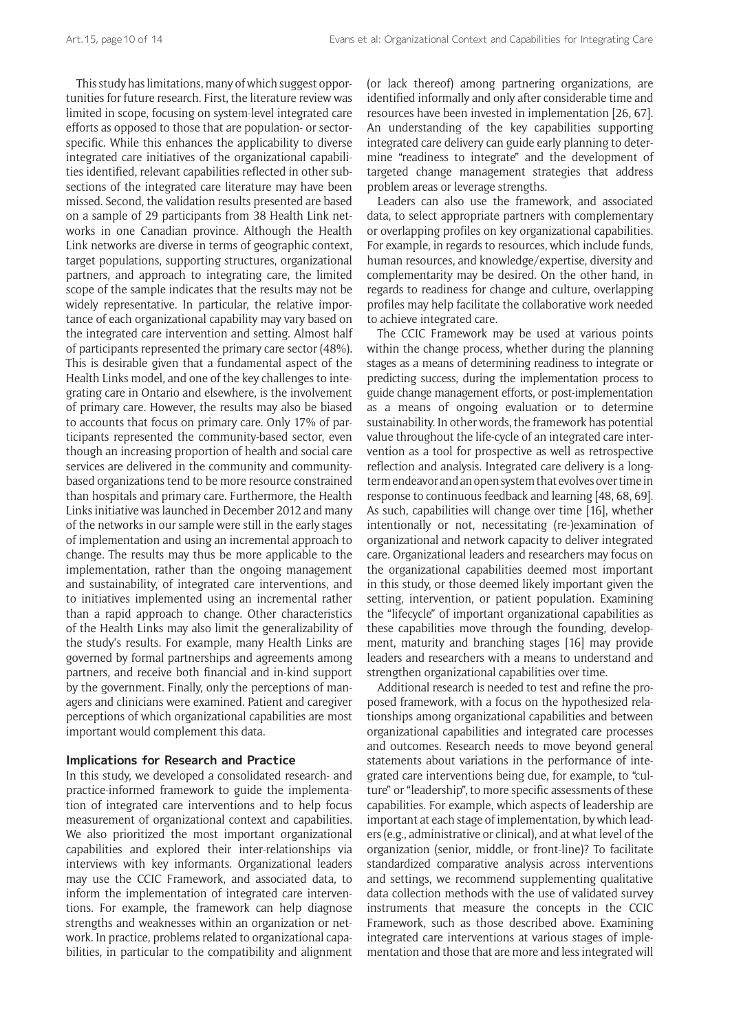This study has limitations, many of which suggest opportunities for future research. First, the literature review was limited in scope, focusing on system-level integrated care efforts as opposed to those that are population- or sector-specific. While this enhances the applicability to diverse integrated care initiatives of the organizational capabilities identified, relevant capabilities reflected in other subsections of the integrated care literature may have been missed. Second, the validation results presented are based on a sample of 29 participants from 38 Health Link networks in one Canadian province. Although the Health Link networks are diverse in terms of geographic context, target populations, supporting structures, organizational partners, and approach to integrating care, the limited scope of the sample indicates that the results may not be widely representative. In particular, the relative importance of each organizational capability may vary based on the integrated care intervention and setting. Almost half of participants represented the primary care sector (48%). This is desirable given that a fundamental aspect of the Health Links model, and one of the key challenges to integrating care in Ontario and elsewhere, is the involvement of primary care. However, the results may also be biased to accounts that focus on primary care. Only 17% of participants represented the community-based sector, even though an increasing proportion of health and social care services are delivered in the community and community-based organizations tend to be more resource constrained than hospitals and primary care. Furthermore, the Health Links initiative was launched in December 2012 and many of the networks in our sample were still in the early stages of implementation and using an incremental approach to change. The results may thus be more applicable to the implementation, rather than the ongoing management and sustainability, of integrated care interventions, and to initiatives implemented using an incremental rather than a rapid approach to change. Other characteristics of the Health Links may also limit the generalizability of the study's results. For example, many Health Links are governed by formal partnerships and agreements among partners, and receive both financial and in-kind support by the government. Finally, only the perceptions of managers and clinicians were examined. Patient and caregiver perceptions of which organizational capabilities are most important would complement this data.

### Implications for Research and Practice

In this study, we developed a consolidated research- and practice-informed framework to guide the implementation of integrated care interventions and to help focus measurement of organizational context and capabilities. We also prioritized the most important organizational capabilities and explored their inter-relationships via interviews with key informants. Organizational leaders may use the CCIC Framework, and associated data, to inform the implementation of integrated care interventions. For example, the framework can help diagnose strengths and weaknesses within an organization or network. In practice, problems related to organizational capabilities, in particular to the compatibility and alignment (or lack thereof) among partnering organizations, are identified informally and only after considerable time and resources have been invested in implementation [26, 67]. An understanding of the key capabilities supporting integrated care delivery can guide early planning to determine "readiness to integrate" and the development of targeted change management strategies that address problem areas or leverage strengths.

Leaders can also use the framework, and associated data, to select appropriate partners with complementary or overlapping profiles on key organizational capabilities. For example, in regards to resources, which include funds, human resources, and knowledge/expertise, diversity and complementarity may be desired. On the other hand, in regards to readiness for change and culture, overlapping profiles may help facilitate the collaborative work needed to achieve integrated care.

The CCIC Framework may be used at various points within the change process, whether during the planning stages as a means of determining readiness to integrate or predicting success, during the implementation process to guide change management efforts, or post-implementation as a means of ongoing evaluation or to determine sustainability. In other words, the framework has potential value throughout the life-cycle of an integrated care intervention as a tool for prospective as well as retrospective reflection and analysis. Integrated care delivery is a long-term endeavor and an open system that evolves over time in response to continuous feedback and learning [48, 68, 69]. As such, capabilities will change over time [16], whether intentionally or not, necessitating (re-)examination of organizational and network capacity to deliver integrated care. Organizational leaders and researchers may focus on the organizational capabilities deemed most important in this study, or those deemed likely important given the setting, intervention, or patient population. Examining the "lifecycle" of important organizational capabilities as these capabilities move through the founding, development, maturity and branching stages [16] may provide leaders and researchers with a means to understand and strengthen organizational capabilities over time.

Additional research is needed to test and refine the proposed framework, with a focus on the hypothesized relationships among organizational capabilities and between organizational capabilities and integrated care processes and outcomes. Research needs to move beyond general statements about variations in the performance of integrated care interventions being due, for example, to "culture" or "leadership", to more specific assessments of these capabilities. For example, which aspects of leadership are important at each stage of implementation, by which leaders (e.g., administrative or clinical), and at what level of the organization (senior, middle, or front-line)? To facilitate standardized comparative analysis across interventions and settings, we recommend supplementing qualitative data collection methods with the use of validated survey instruments that measure the concepts in the CCIC Framework, such as those described above. Examining integrated care interventions at various stages of implementation and those that are more and less integrated will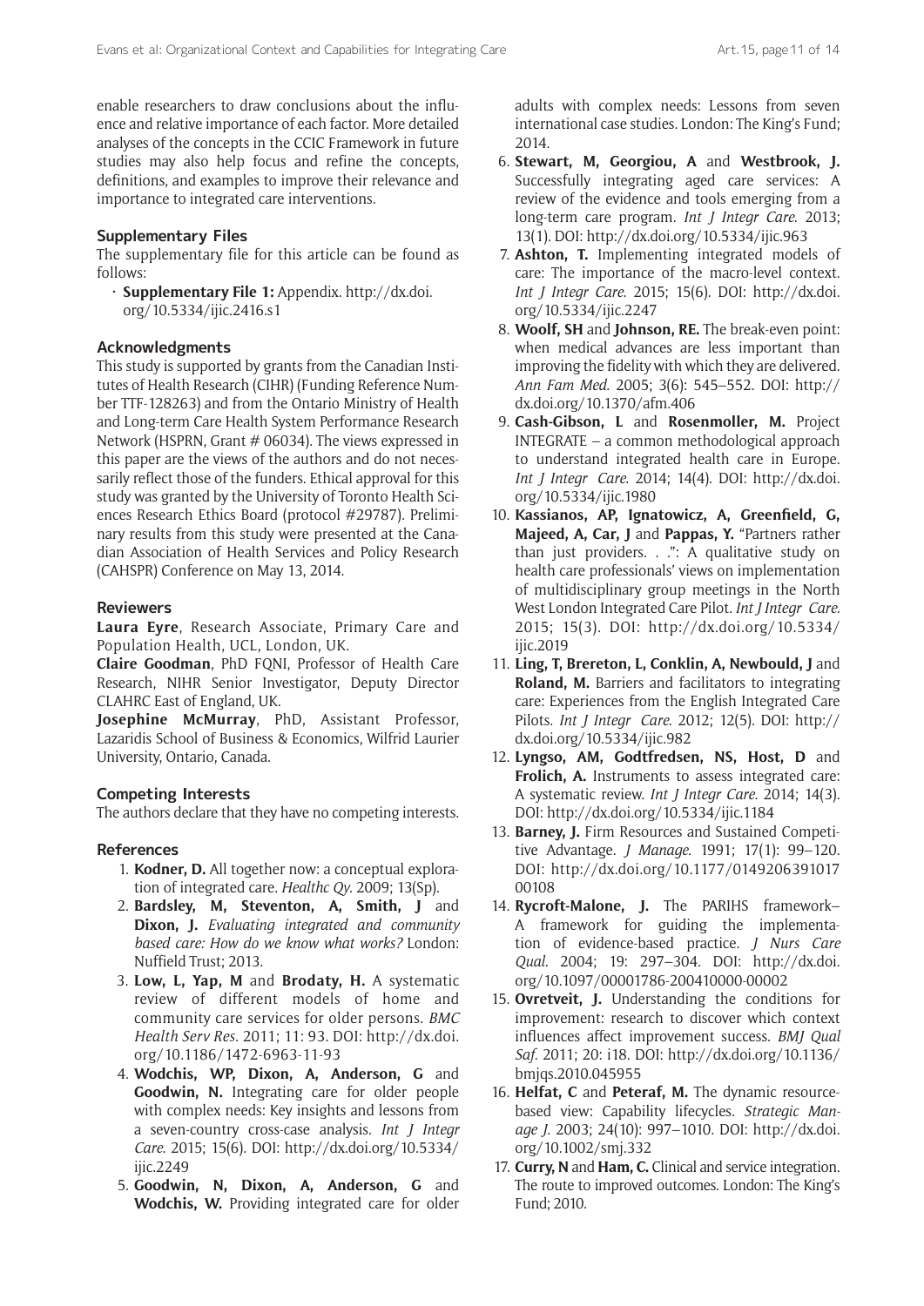enable researchers to draw conclusions about the influence and relative importance of each factor. More detailed analyses of the concepts in the CCIC Framework in future studies may also help focus and refine the concepts, definitions, and examples to improve their relevance and importance to integrated care interventions.

## Supplementary Files

The supplementary file for this article can be found as follows:

- **Supplementary File 1:** Appendix. http://dx.doi.org/10.5334/ijic.2416.s1

## Acknowledgments

This study is supported by grants from the Canadian Institutes of Health Research (CIHR) (Funding Reference Number TTF-128263) and from the Ontario Ministry of Health and Long-term Care Health System Performance Research Network (HSPRN, Grant # 06034). The views expressed in this paper are the views of the authors and do not necessarily reflect those of the funders. Ethical approval for this study was granted by the University of Toronto Health Sciences Research Ethics Board (protocol #29787). Preliminary results from this study were presented at the Canadian Association of Health Services and Policy Research (CAHSPR) Conference on May 13, 2014.

## Reviewers

**Laura Eyre**, Research Associate, Primary Care and Population Health, UCL, London, UK.

**Claire Goodman**, PhD FQNI, Professor of Health Care Research, NIHR Senior Investigator, Deputy Director CLAHRC East of England, UK.

**Josephine McMurray**, PhD, Assistant Professor, Lazaridis School of Business & Economics, Wilfrid Laurier University, Ontario, Canada.

## Competing Interests

The authors declare that they have no competing interests.

## References

1. **Kodner, D.** All together now: a conceptual exploration of integrated care. *Healthc Qy*. 2009; 13(Sp).
2. **Bardsley, M, Steventon, A, Smith, J** and **Dixon, J.** *Evaluating integrated and community based care: How do we know what works?* London: Nuffield Trust; 2013.
3. **Low, L, Yap, M** and **Brodaty, H.** A systematic review of different models of home and community care services for older persons. *BMC Health Serv Res*. 2011; 11: 93. DOI: http://dx.doi.org/10.1186/1472-6963-11-93
4. **Wodchis, WP, Dixon, A, Anderson, G** and **Goodwin, N.** Integrating care for older people with complex needs: Key insights and lessons from a seven-country cross-case analysis. *Int J Integr Care*. 2015; 15(6). DOI: http://dx.doi.org/10.5334/ijic.2249
5. **Goodwin, N, Dixon, A, Anderson, G** and **Wodchis, W.** Providing integrated care for older adults with complex needs: Lessons from seven international case studies. London: The King's Fund; 2014.
6. **Stewart, M, Georgiou, A** and **Westbrook, J.** Successfully integrating aged care services: A review of the evidence and tools emerging from a long-term care program. *Int J Integr Care*. 2013; 13(1). DOI: http://dx.doi.org/10.5334/ijic.963
7. **Ashton, T.** Implementing integrated models of care: The importance of the macro-level context. *Int J Integr Care*. 2015; 15(6). DOI: http://dx.doi.org/10.5334/ijic.2247
8. **Woolf, SH** and **Johnson, RE.** The break-even point: when medical advances are less important than improving the fidelity with which they are delivered. *Ann Fam Med*. 2005; 3(6): 545–552. DOI: http://dx.doi.org/10.1370/afm.406
9. **Cash-Gibson, L** and **Rosenmoller, M.** Project INTEGRATE – a common methodological approach to understand integrated health care in Europe. *Int J Integr Care*. 2014; 14(4). DOI: http://dx.doi.org/10.5334/ijic.1980
10. **Kassianos, AP, Ignatowicz, A, Greenfield, G, Majeed, A, Car, J** and **Pappas, Y.** "Partners rather than just providers. . .": A qualitative study on health care professionals' views on implementation of multidisciplinary group meetings in the North West London Integrated Care Pilot. *Int J Integr Care*. 2015; 15(3). DOI: http://dx.doi.org/10.5334/ijic.2019
11. **Ling, T, Brereton, L, Conklin, A, Newbould, J** and **Roland, M.** Barriers and facilitators to integrating care: Experiences from the English Integrated Care Pilots. *Int J Integr Care*. 2012; 12(5). DOI: http://dx.doi.org/10.5334/ijic.982
12. **Lyngso, AM, Godtfredsen, NS, Host, D** and **Frolich, A.** Instruments to assess integrated care: A systematic review. *Int J Integr Care*. 2014; 14(3). DOI: http://dx.doi.org/10.5334/ijic.1184
13. **Barney, J.** Firm Resources and Sustained Competitive Advantage. *J Manage*. 1991; 17(1): 99–120. DOI: http://dx.doi.org/10.1177/014920639101700108
14. **Rycroft-Malone, J.** The PARIHS framework– A framework for guiding the implementation of evidence-based practice. *J Nurs Care Qual*. 2004; 19: 297–304. DOI: http://dx.doi.org/10.1097/00001786-200410000-00002
15. **Ovretveit, J.** Understanding the conditions for improvement: research to discover which context influences affect improvement success. *BMJ Qual Saf*. 2011; 20: i18. DOI: http://dx.doi.org/10.1136/bmjqs.2010.045955
16. **Helfat, C** and **Peteraf, M.** The dynamic resource-based view: Capability lifecycles. *Strategic Manage J*. 2003; 24(10): 997–1010. DOI: http://dx.doi.org/10.1002/smj.332
17. **Curry, N** and **Ham, C.** Clinical and service integration. The route to improved outcomes. London: The King's Fund; 2010.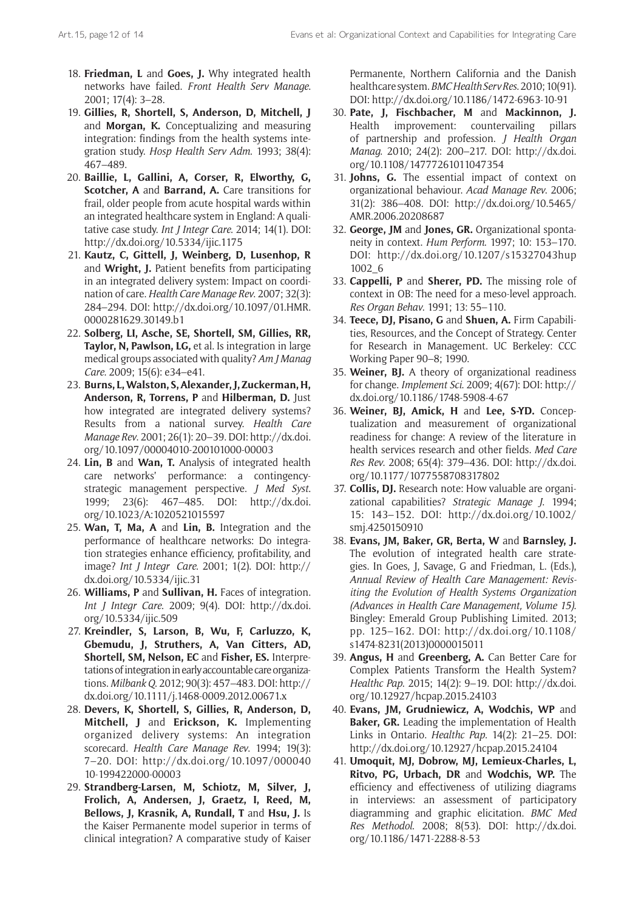18. **Friedman, L** and **Goes, J.** Why integrated health networks have failed. *Front Health Serv Manage*. 2001; 17(4): 3–28.
19. **Gillies, R, Shortell, S, Anderson, D, Mitchell, J** and **Morgan, K.** Conceptualizing and measuring integration: findings from the health systems integration study. *Hosp Health Serv Adm*. 1993; 38(4): 467–489.
20. **Baillie, L, Gallini, A, Corser, R, Elworthy, G, Scotcher, A** and **Barrand, A.** Care transitions for frail, older people from acute hospital wards within an integrated healthcare system in England: A qualitative case study. *Int J Integr Care*. 2014; 14(1). DOI: http://dx.doi.org/10.5334/ijic.1175
21. **Kautz, C, Gittell, J, Weinberg, D, Lusenhop, R** and **Wright, J.** Patient benefits from participating in an integrated delivery system: Impact on coordination of care. *Health Care Manage Rev*. 2007; 32(3): 284–294. DOI: http://dx.doi.org/10.1097/01.HMR.0000281629.30149.b1
22. **Solberg, LI, Asche, SE, Shortell, SM, Gillies, RR, Taylor, N, Pawlson, LG,** et al. Is integration in large medical groups associated with quality? *Am J Manag Care*. 2009; 15(6): e34–e41.
23. **Burns, L, Walston, S, Alexander, J, Zuckerman, H, Anderson, R, Torrens, P** and **Hilberman, D.** Just how integrated are integrated delivery systems? Results from a national survey. *Health Care Manage Rev*. 2001; 26(1): 20–39. DOI: http://dx.doi.org/10.1097/00004010-200101000-00003
24. **Lin, B** and **Wan, T.** Analysis of integrated health care networks' performance: a contingency-strategic management perspective. *J Med Syst*. 1999; 23(6): 467–485. DOI: http://dx.doi.org/10.1023/A:1020521015597
25. **Wan, T, Ma, A** and **Lin, B.** Integration and the performance of healthcare networks: Do integration strategies enhance efficiency, profitability, and image? *Int J Integr Care*. 2001; 1(2). DOI: http://dx.doi.org/10.5334/ijic.31
26. **Williams, P** and **Sullivan, H.** Faces of integration. *Int J Integr Care*. 2009; 9(4). DOI: http://dx.doi.org/10.5334/ijic.509
27. **Kreindler, S, Larson, B, Wu, F, Carluzzo, K, Gbemudu, J, Struthers, A, Van Citters, AD, Shortell, SM, Nelson, EC** and **Fisher, ES.** Interpretations of integration in early accountable care organizations. *Milbank Q*. 2012; 90(3): 457–483. DOI: http://dx.doi.org/10.1111/j.1468-0009.2012.00671.x
28. **Devers, K, Shortell, S, Gillies, R, Anderson, D, Mitchell, J** and **Erickson, K.** Implementing organized delivery systems: An integration scorecard. *Health Care Manage Rev*. 1994; 19(3): 7–20. DOI: http://dx.doi.org/10.1097/00004010-199422000-00003
29. **Strandberg-Larsen, M, Schiotz, M, Silver, J, Frolich, A, Andersen, J, Graetz, I, Reed, M, Bellows, J, Krasnik, A, Rundall, T** and **Hsu, J.** Is the Kaiser Permanente model superior in terms of clinical integration? A comparative study of Kaiser Permanente, Northern California and the Danish healthcare system. *BMC Health Serv Res*. 2010; 10(91). DOI: http://dx.doi.org/10.1186/1472-6963-10-91
30. **Pate, J, Fischbacher, M** and **Mackinnon, J.** Health improvement: countervailing pillars of partnership and profession. *J Health Organ Manag*. 2010; 24(2): 200–217. DOI: http://dx.doi.org/10.1108/14777261011047354
31. **Johns, G.** The essential impact of context on organizational behaviour. *Acad Manage Rev*. 2006; 31(2): 386–408. DOI: http://dx.doi.org/10.5465/AMR.2006.20208687
32. **George, JM** and **Jones, GR.** Organizational spontaneity in context. *Hum Perform*. 1997; 10: 153–170. DOI: http://dx.doi.org/10.1207/s15327043hup1002_6
33. **Cappelli, P** and **Sherer, PD.** The missing role of context in OB: The need for a meso-level approach. *Res Organ Behav*. 1991; 13: 55–110.
34. **Teece, DJ, Pisano, G** and **Shuen, A.** Firm Capabilities, Resources, and the Concept of Strategy. Center for Research in Management. UC Berkeley: CCC Working Paper 90–8; 1990.
35. **Weiner, BJ.** A theory of organizational readiness for change. *Implement Sci*. 2009; 4(67): DOI: http://dx.doi.org/10.1186/1748-5908-4-67
36. **Weiner, BJ, Amick, H** and **Lee, S-YD.** Conceptualization and measurement of organizational readiness for change: A review of the literature in health services research and other fields. *Med Care Res Rev*. 2008; 65(4): 379–436. DOI: http://dx.doi.org/10.1177/1077558708317802
37. **Collis, DJ.** Research note: How valuable are organizational capabilities? *Strategic Manage J*. 1994; 15: 143–152. DOI: http://dx.doi.org/10.1002/smj.4250150910
38. **Evans, JM, Baker, GR, Berta, W** and **Barnsley, J.** The evolution of integrated health care strategies. In Goes, J, Savage, G and Friedman, L. (Eds.), *Annual Review of Health Care Management: Revisiting the Evolution of Health Systems Organization (Advances in Health Care Management, Volume 15)*. Bingley: Emerald Group Publishing Limited. 2013; pp. 125–162. DOI: http://dx.doi.org/10.1108/s1474-8231(2013)0000015011
39. **Angus, H** and **Greenberg, A.** Can Better Care for Complex Patients Transform the Health System? *Healthc Pap*. 2015; 14(2): 9–19. DOI: http://dx.doi.org/10.12927/hcpap.2015.24103
40. **Evans, JM, Grudniewicz, A, Wodchis, WP** and **Baker, GR.** Leading the implementation of Health Links in Ontario. *Healthc Pap*. 14(2): 21–25. DOI: http://dx.doi.org/10.12927/hcpap.2015.24104
41. **Umoquit, MJ, Dobrow, MJ, Lemieux-Charles, L, Ritvo, PG, Urbach, DR** and **Wodchis, WP.** The efficiency and effectiveness of utilizing diagrams in interviews: an assessment of participatory diagramming and graphic elicitation. *BMC Med Res Methodol*. 2008; 8(53). DOI: http://dx.doi.org/10.1186/1471-2288-8-53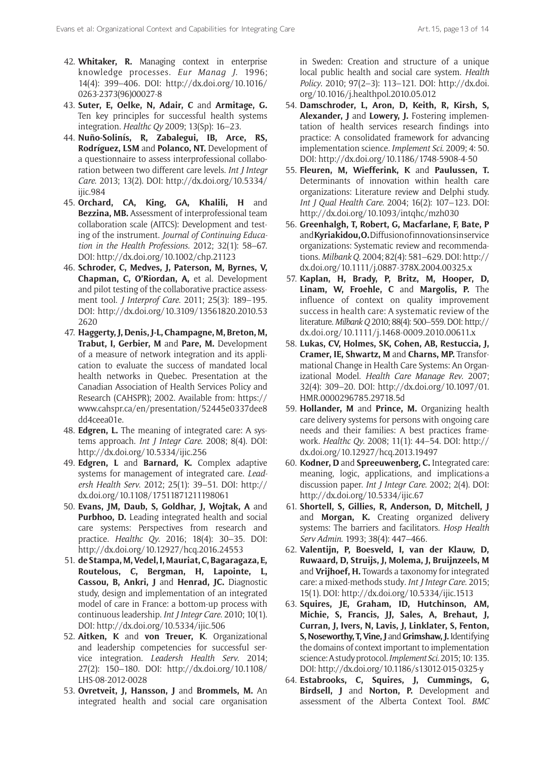42. **Whitaker, R.** Managing context in enterprise knowledge processes. *Eur Manag J.* 1996; 14(4): 399–406. DOI: http://dx.doi.org/10.1016/0263-2373(96)00027-8
43. **Suter, E, Oelke, N, Adair, C** and **Armitage, G.** Ten key principles for successful health systems integration. *Healthc Qy* 2009; 13(Sp): 16–23.
44. **Nuño-Solinís, R, Zabalegui, IB, Arce, RS, Rodríguez, LSM** and **Polanco, NT.** Development of a questionnaire to assess interprofessional collaboration between two different care levels. *Int J Integr Care.* 2013; 13(2). DOI: http://dx.doi.org/10.5334/ijic.984
45. **Orchard, CA, King, GA, Khalili, H** and **Bezzina, MB.** Assessment of interprofessional team collaboration scale (AITCS): Development and testing of the instrument. *Journal of Continuing Education in the Health Professions.* 2012; 32(1): 58–67. DOI: http://dx.doi.org/10.1002/chp.21123
46. **Schroder, C, Medves, J, Paterson, M, Byrnes, V, Chapman, C, O'Riordan, A,** et al. Development and pilot testing of the collaborative practice assessment tool. *J Interprof Care.* 2011; 25(3): 189–195. DOI: http://dx.doi.org/10.3109/13561820.2010.532620
47. **Haggerty, J, Denis, J-L, Champagne, M, Breton, M, Trabut, I, Gerbier, M** and **Pare, M.** Development of a measure of network integration and its application to evaluate the success of mandated local health networks in Quebec. Presentation at the Canadian Association of Health Services Policy and Research (CAHSPR); 2002. Available from: https://www.cahspr.ca/en/presentation/52445e0337dee8dd4ceea01e.
48. **Edgren, L.** The meaning of integrated care: A systems approach. *Int J Integr Care.* 2008; 8(4). DOI: http://dx.doi.org/10.5334/ijic.256
49. **Edgren, L** and **Barnard, K.** Complex adaptive systems for management of integrated care. *Leadersh Health Serv.* 2012; 25(1): 39–51. DOI: http://dx.doi.org/10.1108/17511871211198061
50. **Evans, JM, Daub, S, Goldhar, J, Wojtak, A** and **Purbhoo, D.** Leading integrated health and social care systems: Perspectives from research and practice. *Healthc Qy.* 2016; 18(4): 30–35. DOI: http://dx.doi.org/10.12927/hcq.2016.24553
51. **de Stampa, M, Vedel, I, Mauriat, C, Bagaragaza, E, Routelous, C, Bergman, H, Lapointe, L, Cassou, B, Ankri, J** and **Henrad, JC.** Diagnostic study, design and implementation of an integrated model of care in France: a bottom-up process with continuous leadership. *Int J Integr Care.* 2010; 10(1). DOI: http://dx.doi.org/10.5334/ijic.506
52. **Aitken, K** and **von Treuer, K**. Organizational and leadership competencies for successful service integration. *Leadersh Health Serv.* 2014; 27(2): 150–180. DOI: http://dx.doi.org/10.1108/LHS-08-2012-0028
53. **Ovretveit, J, Hansson, J** and **Brommels, M.** An integrated health and social care organisation in Sweden: Creation and structure of a unique local public health and social care system. *Health Policy.* 2010; 97(2–3): 113–121. DOI: http://dx.doi.org/10.1016/j.healthpol.2010.05.012
54. **Damschroder, L, Aron, D, Keith, R, Kirsh, S, Alexander, J** and **Lowery, J.** Fostering implementation of health services research findings into practice: A consolidated framework for advancing implementation science. *Implement Sci.* 2009; 4: 50. DOI: http://dx.doi.org/10.1186/1748-5908-4-50
55. **Fleuren, M, Wiefferink, K** and **Paulussen, T.** Determinants of innovation within health care organizations: Literature review and Delphi study. *Int J Qual Health Care.* 2004; 16(2): 107–123. DOI: http://dx.doi.org/10.1093/intqhc/mzh030
56. **Greenhalgh, T, Robert, G, Macfarlane, F, Bate, P** and **Kyriakidou, O.** Diffusion of innovations in service organizations: Systematic review and recommendations. *Milbank Q.* 2004; 82(4): 581–629. DOI: http://dx.doi.org/10.1111/j.0887-378X.2004.00325.x
57. **Kaplan, H, Brady, P, Britz, M, Hooper, D, Linam, W, Froehle, C** and **Margolis, P.** The influence of context on quality improvement success in health care: A systematic review of the literature. *Milbank Q* 2010; 88(4): 500–559. DOI: http://dx.doi.org/10.1111/j.1468-0009.2010.00611.x
58. **Lukas, CV, Holmes, SK, Cohen, AB, Restucca, J, Cramer, IE, Shwartz, M** and **Charns, MP.** Transformational Change in Health Care Systems: An Organizational Model. *Health Care Manage Rev.* 2007; 32(4): 309–20. DOI: http://dx.doi.org/10.1097/01.HMR.0000296785.29718.5d
59. **Hollander, M** and **Prince, M.** Organizing health care delivery systems for persons with ongoing care needs and their families: A best practices framework. *Healthc Qy.* 2008; 11(1): 44–54. DOI: http://dx.doi.org/10.12927/hcq.2013.19497
60. **Kodner, D** and **Spreeuwenberg, C.** Integrated care: meaning, logic, applications, and implications-a discussion paper. *Int J Integr Care.* 2002; 2(4). DOI: http://dx.doi.org/10.5334/ijic.67
61. **Shortell, S, Gillies, R, Anderson, D, Mitchell, J** and **Morgan, K.** Creating organized delivery systems: The barriers and facilitators. *Hosp Health Serv Admin.* 1993; 38(4): 447–466.
62. **Valentijn, P, Boesveld, I, van der Klauw, D, Ruwaard, D, Struijs, J, Molema, J, Bruijnzeels, M** and **Vrijhoef, H.** Towards a taxonomy for integrated care: a mixed-methods study. *Int J Integr Care.* 2015; 15(1). DOI: http://dx.doi.org/10.5334/ijic.1513
63. **Squires, JE, Graham, ID, Hutchinson, AM, Michie, S, Francis, JJ, Sales, A, Brehaut, J, Curran, J, Ivers, N, Lavis, J, Linklater, S, Fenton, S, Noseworthy, T, Vine, J** and **Grimshaw, J.** Identifying the domains of context important to implementation science: A study protocol. *Implement Sci.* 2015; 10: 135. DOI: http://dx.doi.org/10.1186/s13012-015-0325-y
64. **Estabrooks, C, Squires, J, Cummings, G, Birdsell, J** and **Norton, P.** Development and assessment of the Alberta Context Tool. *BMC*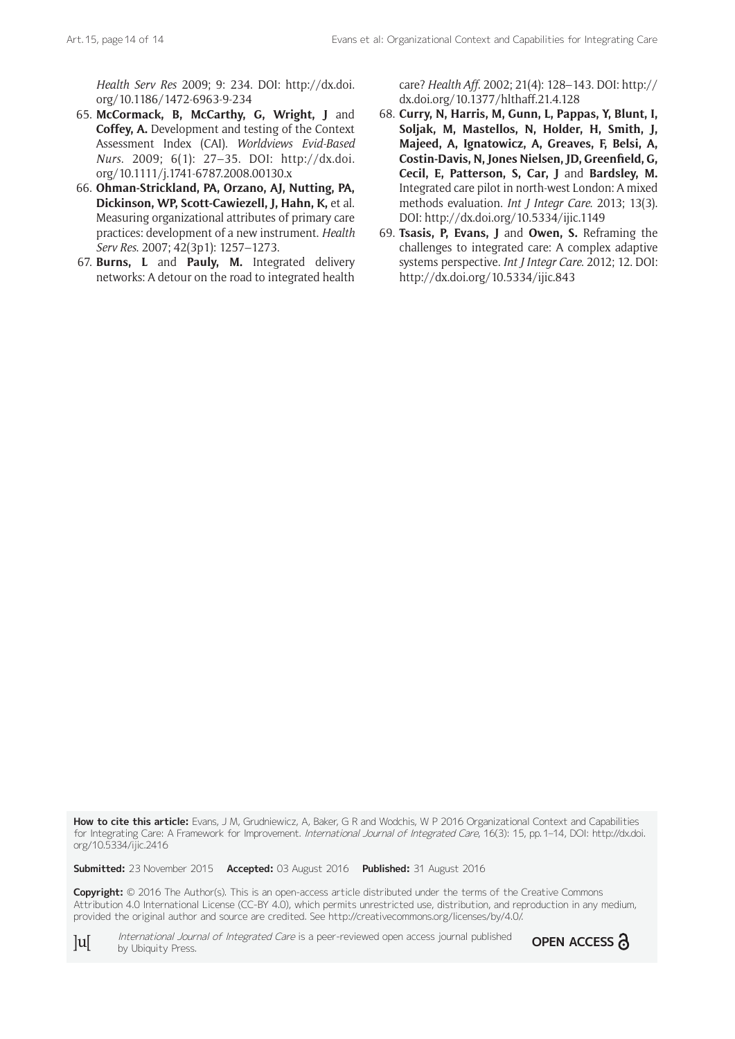*Health Serv Res* 2009; 9: 234. DOI: http://dx.doi.org/10.1186/1472-6963-9-234

65. **McCormack, B, McCarthy, G, Wright, J** and **Coffey, A.** Development and testing of the Context Assessment Index (CAI). *Worldviews Evid-Based Nurs*. 2009; 6(1): 27–35. DOI: http://dx.doi.org/10.1111/j.1741-6787.2008.00130.x
66. **Ohman-Strickland, PA, Orzano, AJ, Nutting, PA, Dickinson, WP, Scott-Cawiezell, J, Hahn, K,** et al. Measuring organizational attributes of primary care practices: development of a new instrument. *Health Serv Res*. 2007; 42(3p1): 1257–1273.
67. **Burns, L** and **Pauly, M.** Integrated delivery networks: A detour on the road to integrated health care? *Health Aff*. 2002; 21(4): 128–143. DOI: http://dx.doi.org/10.1377/hlthaff.21.4.128
68. **Curry, N, Harris, M, Gunn, L, Pappas, Y, Blunt, I, Soljak, M, Mastellos, N, Holder, H, Smith, J, Majeed, A, Ignatowicz, A, Greaves, F, Belsi, A, Costin-Davis, N, Jones Nielsen, JD, Greenfield, G, Cecil, E, Patterson, S, Car, J** and **Bardsley, M.** Integrated care pilot in north-west London: A mixed methods evaluation. *Int J Integr Care*. 2013; 13(3). DOI: http://dx.doi.org/10.5334/ijic.1149
69. **Tsasis, P, Evans, J** and **Owen, S.** Reframing the challenges to integrated care: A complex adaptive systems perspective. *Int J Integr Care*. 2012; 12. DOI: http://dx.doi.org/10.5334/ijic.843

**How to cite this article:** Evans, J M, Grudniewicz, A, Baker, G R and Wodchis, W P 2016 Organizational Context and Capabilities for Integrating Care: A Framework for Improvement. *International Journal of Integrated Care*, 16(3): 15, pp. 1–14, DOI: http://dx.doi.org/10.5334/ijic.2416

**Submitted:** 23 November 2015 **Accepted:** 03 August 2016 **Published:** 31 August 2016

**Copyright:** © 2016 The Author(s). This is an open-access article distributed under the terms of the Creative Commons Attribution 4.0 International License (CC-BY 4.0), which permits unrestricted use, distribution, and reproduction in any medium, provided the original author and source are credited. See http://creativecommons.org/licenses/by/4.0/.

*International Journal of Integrated Care* is a peer-reviewed open access journal published by Ubiquity Press.

**OPEN ACCESS**